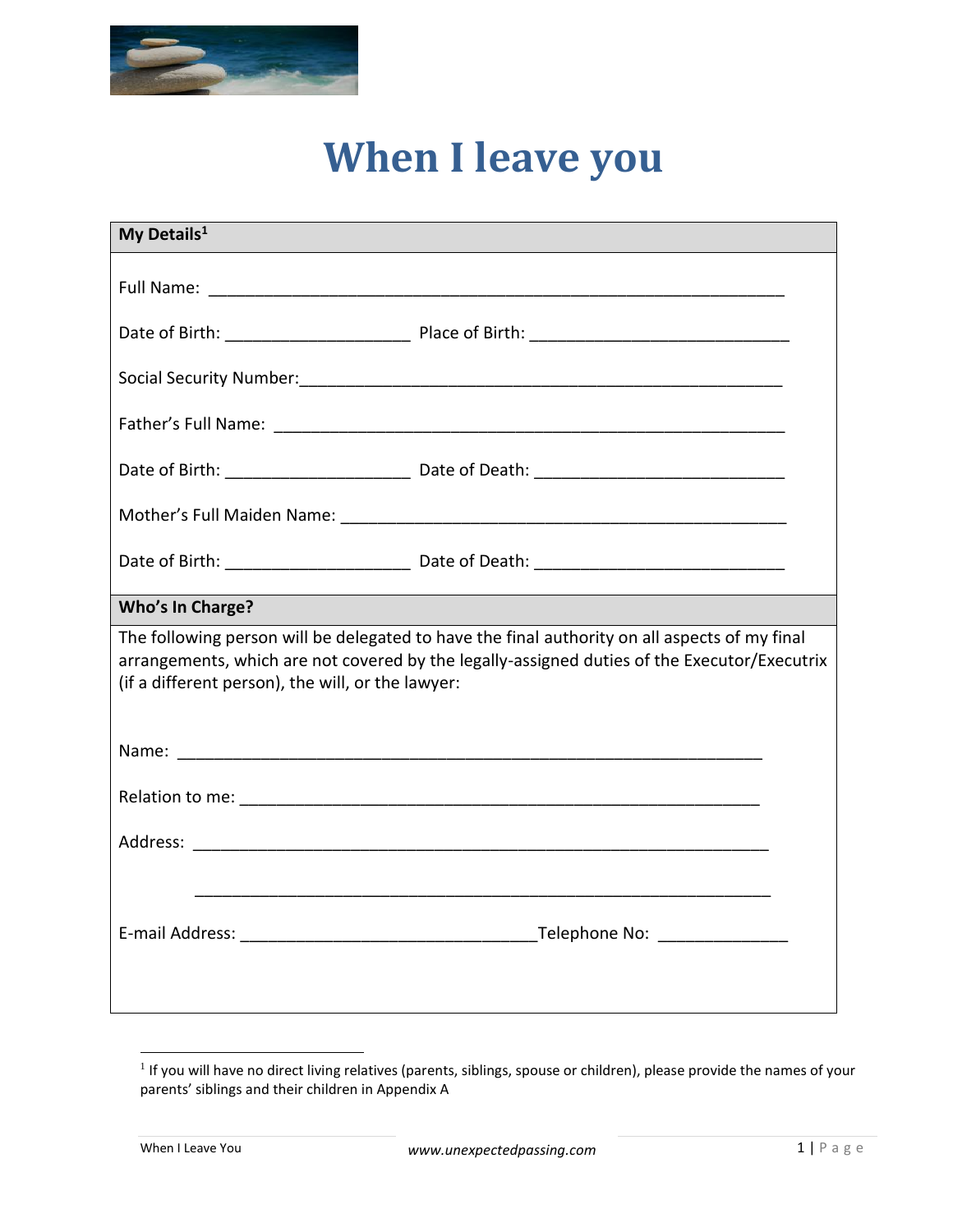# When I leave you

**My Details**[1]

Full Name: ______________________________________________________________

Date of Birth: ____________________ Place of Birth: ___________________________

Social Security Number:_____________________________________________________

Father's Full Name: ________________________________________________________

Date of Birth: ____________________ Date of Death: ___________________________

Mother's Full Maiden Name: _________________________________________________

Date of Birth: ____________________ Date of Death: ___________________________

**Who's In Charge?**

The following person will be delegated to have the final authority on all aspects of my final arrangements, which are not covered by the legally-assigned duties of the Executor/Executrix (if a different person), the will, or the lawyer:

Name: _________________________________________________________________

Relation to me: _________________________________________________________

Address: _______________________________________________________________

_______________________________________________________________

E-mail Address: ________________________________Telephone No: ______________

[1] If you will have no direct living relatives (parents, siblings, spouse or children), please provide the names of your parents' siblings and their children in Appendix A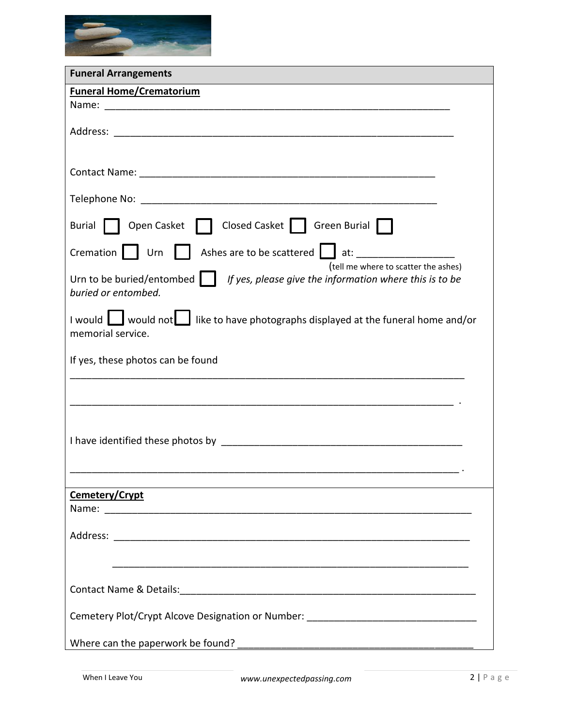## Funeral Arrangements

**Funeral Home/Crematorium**

Name: ___________________________________________________________________

Address: _________________________________________________________________

Contact Name: ____________________________________________________

Telephone No: ____________________________________________________

Burial ☐ Open Casket ☐ Closed Casket ☐ Green Burial ☐

Cremation ☐ Urn ☐ Ashes are to be scattered ☐ at: _________________
(tell me where to scatter the ashes)

Urn to be buried/entombed ☐ *If yes, please give the information where this is to be buried or entombed.*

I would ☐ would not ☐ like to have photographs displayed at the funeral home and/or memorial service.

If yes, these photos can be found

_________________________________________________________________________

_________________________________________________________________________ .

I have identified these photos by ____________________________________________

_________________________________________________________________________ .

**Cemetery/Crypt**

Name: ___________________________________________________________________

Address: _________________________________________________________________

_________________________________________________________________

Contact Name & Details:_____________________________________________________

Cemetery Plot/Crypt Alcove Designation or Number: _____________________________

Where can the paperwork be found? ___________________________________________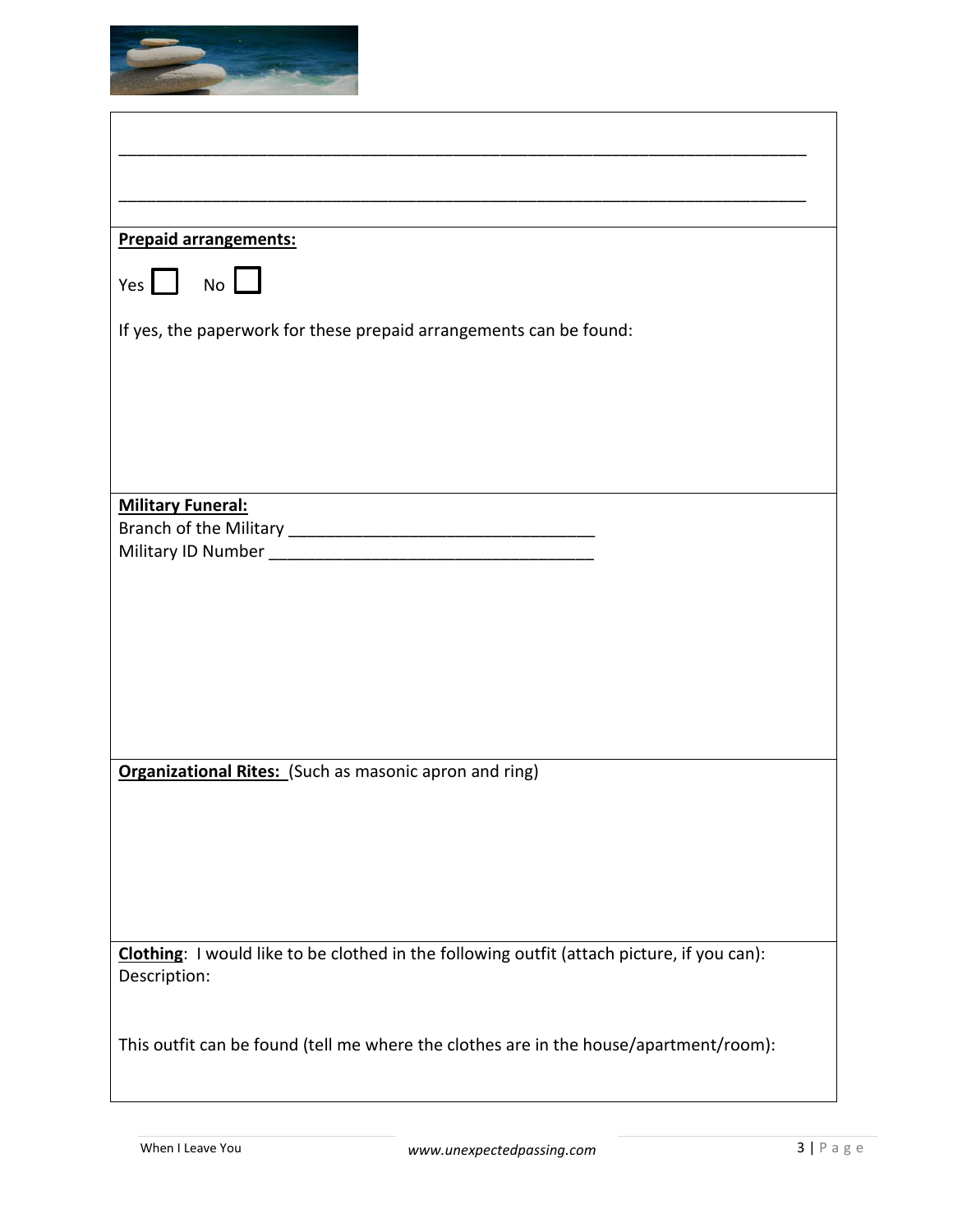\_\_\_\_\_\_\_\_\_\_\_\_\_\_\_\_\_\_\_\_\_\_\_\_\_\_\_\_\_\_\_\_\_\_\_\_\_\_\_\_\_\_\_\_\_\_\_\_\_\_\_\_\_\_\_\_\_\_\_\_\_\_\_\_\_\_\_\_\_\_\_\_\_\_

\_\_\_\_\_\_\_\_\_\_\_\_\_\_\_\_\_\_\_\_\_\_\_\_\_\_\_\_\_\_\_\_\_\_\_\_\_\_\_\_\_\_\_\_\_\_\_\_\_\_\_\_\_\_\_\_\_\_\_\_\_\_\_\_\_\_\_\_\_\_\_\_\_\_

**Prepaid arrangements:**

Yes ☐ No ☐

If yes, the paperwork for these prepaid arrangements can be found:

**Military Funeral:**

Branch of the Military \_\_\_\_\_\_\_\_\_\_\_\_\_\_\_\_\_\_\_\_\_\_\_\_\_\_\_\_\_\_\_\_\_

Military ID Number \_\_\_\_\_\_\_\_\_\_\_\_\_\_\_\_\_\_\_\_\_\_\_\_\_\_\_\_\_\_\_\_\_\_\_

**Organizational Rites:** (Such as masonic apron and ring)

**Clothing**: I would like to be clothed in the following outfit (attach picture, if you can):

Description:

This outfit can be found (tell me where the clothes are in the house/apartment/room):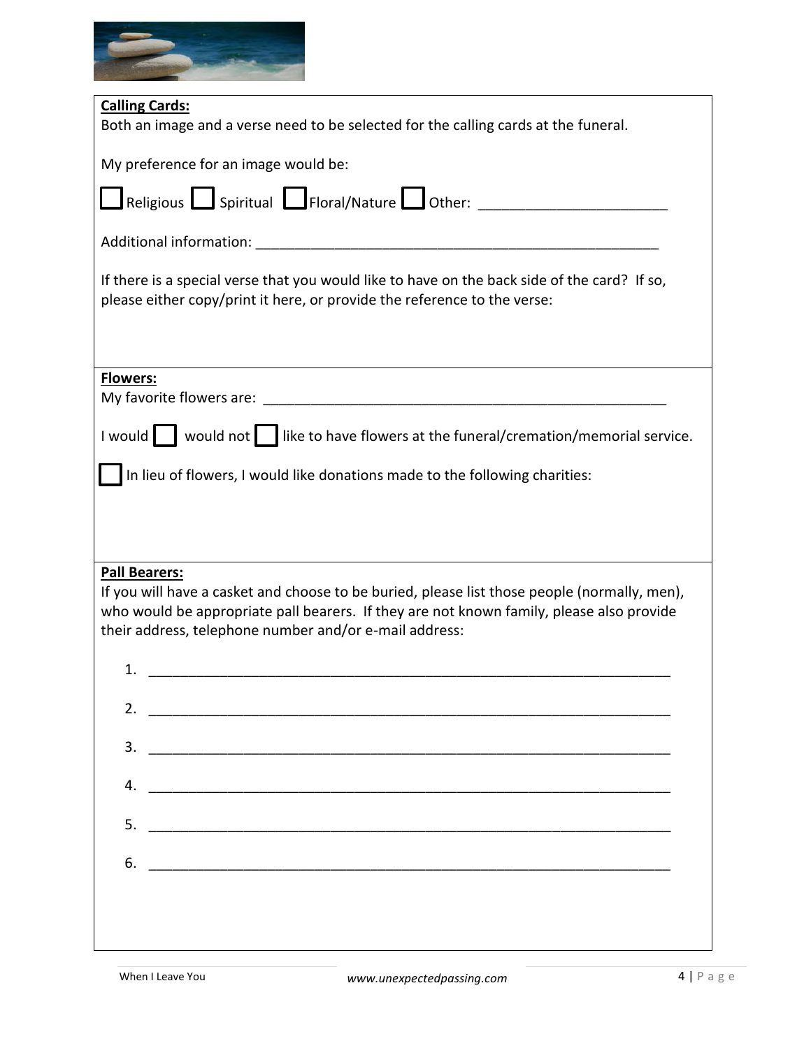**Calling Cards:**

Both an image and a verse need to be selected for the calling cards at the funeral.

My preference for an image would be:

☐ Religious ☐ Spiritual ☐ Floral/Nature ☐ Other: ________________________

Additional information: ______________________________________________________

If there is a special verse that you would like to have on the back side of the card? If so, please either copy/print it here, or provide the reference to the verse:

**Flowers:**

My favorite flowers are: ______________________________________________________

I would ☐ would not ☐ like to have flowers at the funeral/cremation/memorial service.

☐ In lieu of flowers, I would like donations made to the following charities:

**Pall Bearers:**

If you will have a casket and choose to be buried, please list those people (normally, men), who would be appropriate pall bearers. If they are not known family, please also provide their address, telephone number and/or e-mail address:

1. ___________________________________________________________________
2. ___________________________________________________________________
3. ___________________________________________________________________
4. ___________________________________________________________________
5. ___________________________________________________________________
6. ___________________________________________________________________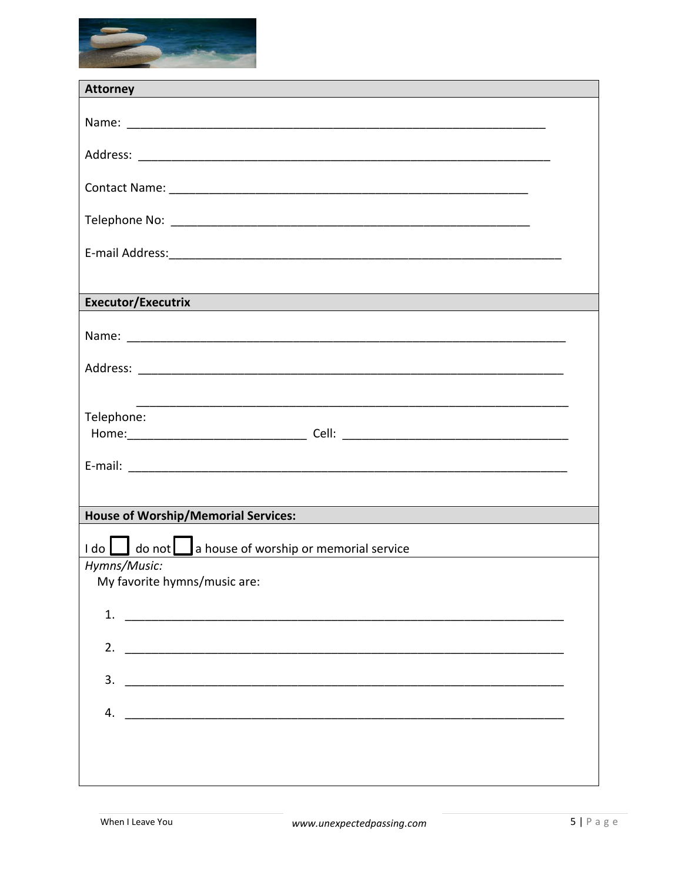## Attorney

Name: ___________________________________________________________________

Address: _________________________________________________________________

Contact Name: ____________________________________________________________

Telephone No: _____________________________________________________________

E-mail Address:____________________________________________________________

## Executor/Executrix

Name: ____________________________________________________________________

Address: __________________________________________________________________

__________________________________________________________________

Telephone:
Home:___________________________ Cell: ___________________________________

E-mail: ____________________________________________________________________

## House of Worship/Memorial Services:

I do ☐ do not ☐ a house of worship or memorial service

*Hymns/Music:*

My favorite hymns/music are:

1. ______________________________________________________________________
2. ______________________________________________________________________
3. ______________________________________________________________________
4. ______________________________________________________________________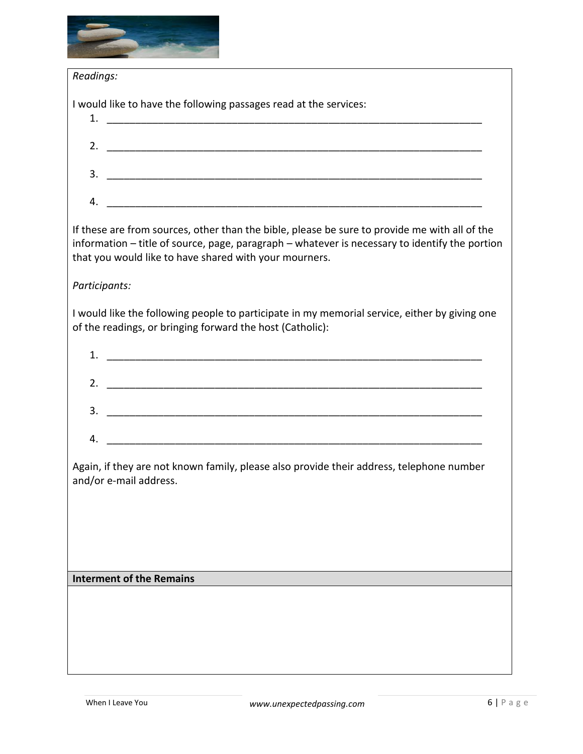*Readings:*

I would like to have the following passages read at the services:

1. ______________________________________________________________________
2. ______________________________________________________________________
3. ______________________________________________________________________
4. ______________________________________________________________________

If these are from sources, other than the bible, please be sure to provide me with all of the information – title of source, page, paragraph – whatever is necessary to identify the portion that you would like to have shared with your mourners.

*Participants:*

I would like the following people to participate in my memorial service, either by giving one of the readings, or bringing forward the host (Catholic):

1. ______________________________________________________________________
2. ______________________________________________________________________
3. ______________________________________________________________________
4. ______________________________________________________________________

Again, if they are not known family, please also provide their address, telephone number and/or e-mail address.

**Interment of the Remains**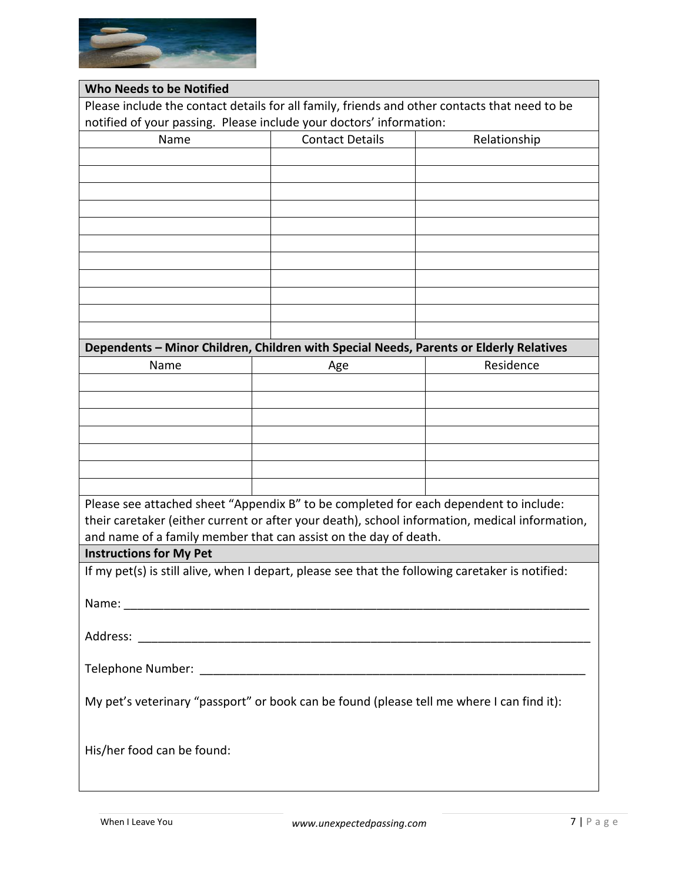## Who Needs to be Notified

Please include the contact details for all family, friends and other contacts that need to be notified of your passing. Please include your doctors' information:

| Name | Contact Details | Relationship |
|---|---|---|
| | | |
| | | |
| | | |
| | | |
| | | |
| | | |
| | | |
| | | |
| | | |
| | | |
| | | |

## Dependents – Minor Children, Children with Special Needs, Parents or Elderly Relatives

| Name | Age | Residence |
|---|---|---|
| | | |
| | | |
| | | |
| | | |
| | | |
| | | |
| | | |

Please see attached sheet "Appendix B" to be completed for each dependent to include: their caretaker (either current or after your death), school information, medical information, and name of a family member that can assist on the day of death.

## Instructions for My Pet

If my pet(s) is still alive, when I depart, please see that the following caretaker is notified:

Name: ___________________________________________________________________

Address: _________________________________________________________________

Telephone Number: _______________________________________________________

My pet's veterinary "passport" or book can be found (please tell me where I can find it):

His/her food can be found: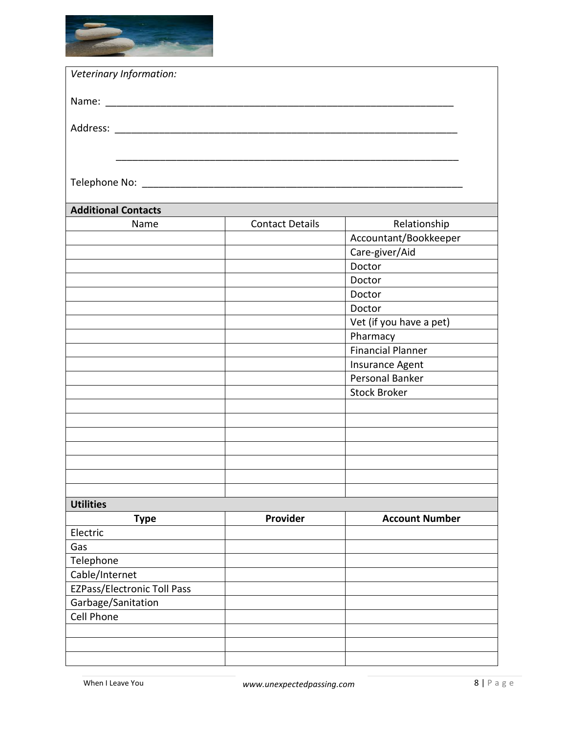*Veterinary Information:*

Name: ___________________________________________________________________

Address: _________________________________________________________________

_________________________________________________________________

Telephone No: ____________________________________________________________

**Additional Contacts**

| Name | Contact Details | Relationship |
|---|---|---|
| | | Accountant/Bookkeeper |
| | | Care-giver/Aid |
| | | Doctor |
| | | Doctor |
| | | Doctor |
| | | Doctor |
| | | Vet (if you have a pet) |
| | | Pharmacy |
| | | Financial Planner |
| | | Insurance Agent |
| | | Personal Banker |
| | | Stock Broker |
| | | |
| | | |
| | | |
| | | |
| | | |
| | | |
| | | |

**Utilities**

| **Type** | **Provider** | **Account Number** |
|---|---|---|
| Electric | | |
| Gas | | |
| Telephone | | |
| Cable/Internet | | |
| EZPass/Electronic Toll Pass | | |
| Garbage/Sanitation | | |
| Cell Phone | | |
| | | |
| | | |
| | | |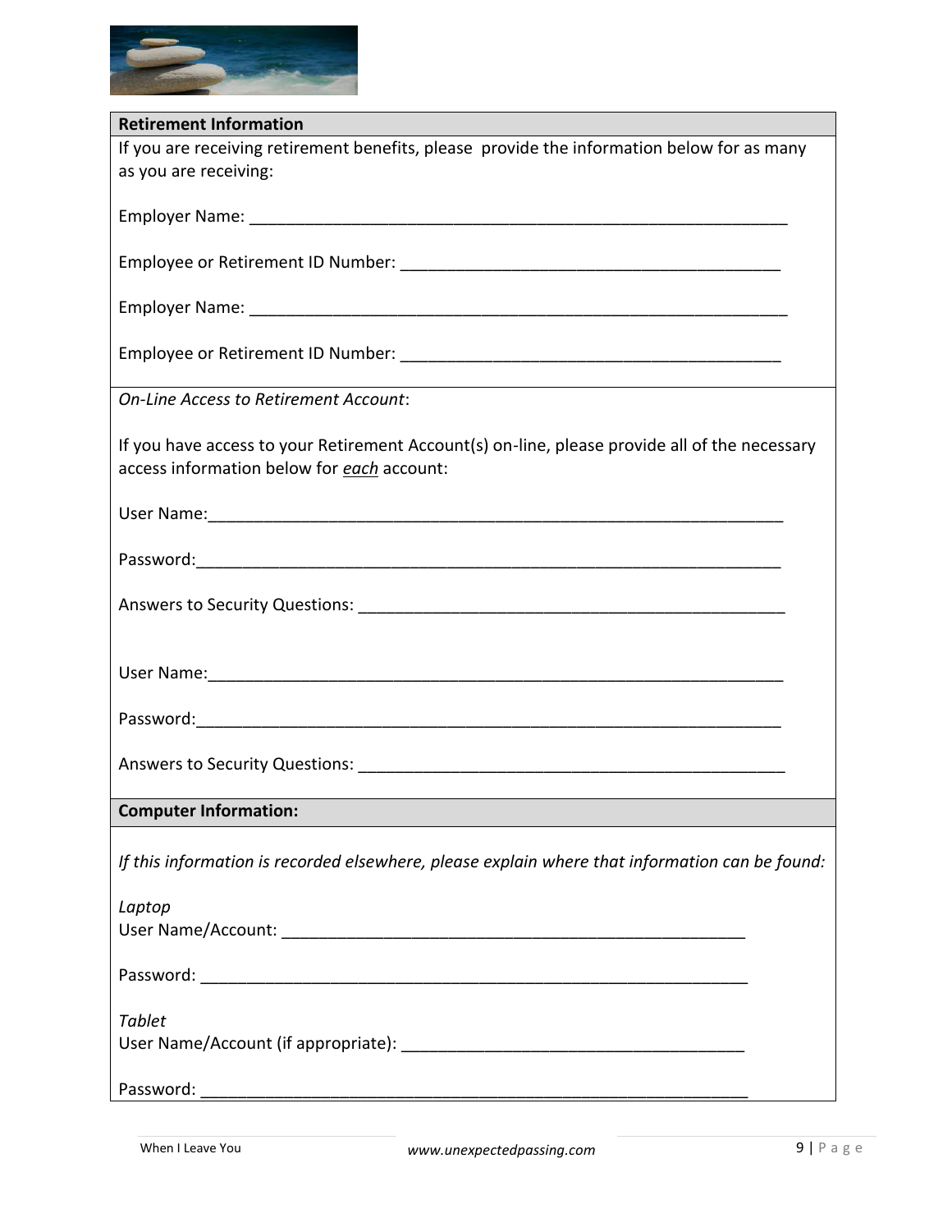## Retirement Information

If you are receiving retirement benefits, please provide the information below for as many as you are receiving:

Employer Name: ___________________________________________________________

Employee or Retirement ID Number: ________________________________________

Employer Name: ___________________________________________________________

Employee or Retirement ID Number: ________________________________________

*On-Line Access to Retirement Account*:

If you have access to your Retirement Account(s) on-line, please provide all of the necessary access information below for ***each*** account:

User Name:________________________________________________________________

Password:_________________________________________________________________

Answers to Security Questions: _____________________________________________

User Name:________________________________________________________________

Password:_________________________________________________________________

Answers to Security Questions: _____________________________________________

## Computer Information:

*If this information is recorded elsewhere, please explain where that information can be found:*

*Laptop*
User Name/Account: ___________________________________________________

Password: ___________________________________________________________

*Tablet*
User Name/Account (if appropriate): _____________________________________

Password: ___________________________________________________________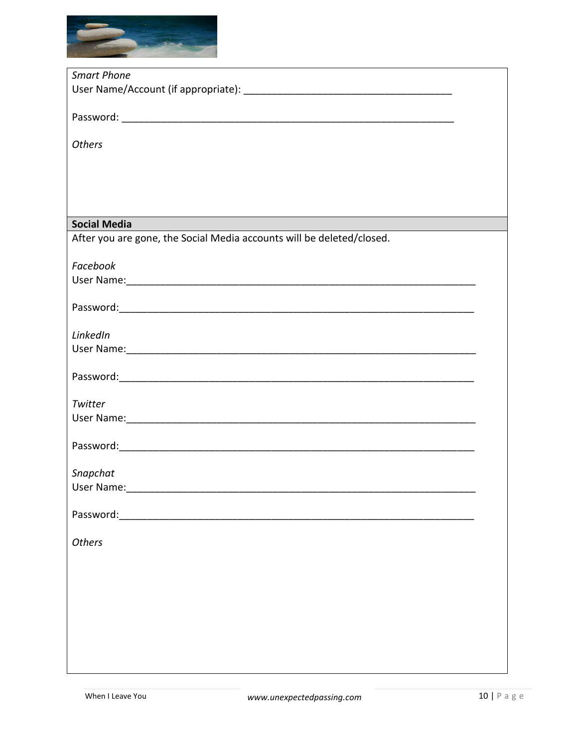*Smart Phone*
User Name/Account (if appropriate): ____________________________________

Password: ____________________________________________________________

*Others*

**Social Media**

After you are gone, the Social Media accounts will be deleted/closed.

*Facebook*
User Name:______________________________________________________________

Password:_______________________________________________________________

*LinkedIn*
User Name:______________________________________________________________

Password:_______________________________________________________________

*Twitter*
User Name:______________________________________________________________

Password:_______________________________________________________________

*Snapchat*
User Name:______________________________________________________________

Password:_______________________________________________________________

*Others*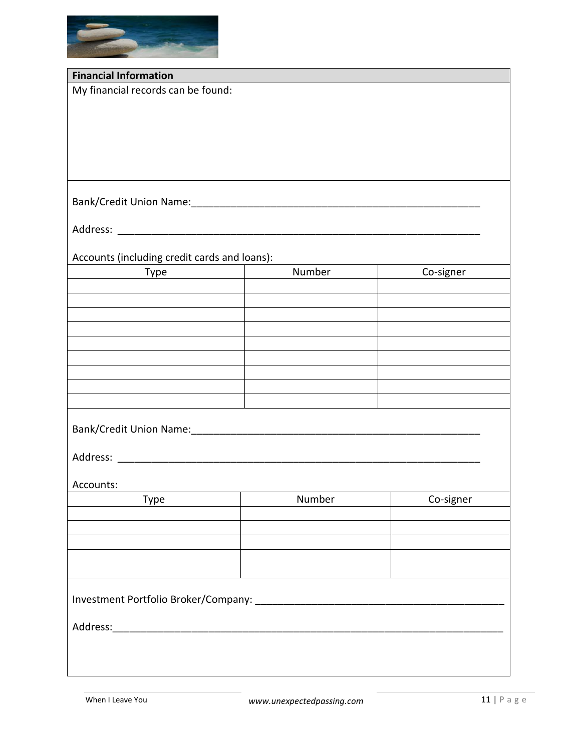## Financial Information

My financial records can be found:

Bank/Credit Union Name:______________________________________________________

Address: _________________________________________________________________

Accounts (including credit cards and loans):

| Type | Number | Co-signer |
|---|---|---|
| | | |
| | | |
| | | |
| | | |
| | | |
| | | |
| | | |
| | | |
| | | |

Bank/Credit Union Name:______________________________________________________

Address: _________________________________________________________________

Accounts:

| Type | Number | Co-signer |
|---|---|---|
| | | |
| | | |
| | | |
| | | |
| | | |

Investment Portfolio Broker/Company: ______________________________________________

Address:___________________________________________________________________________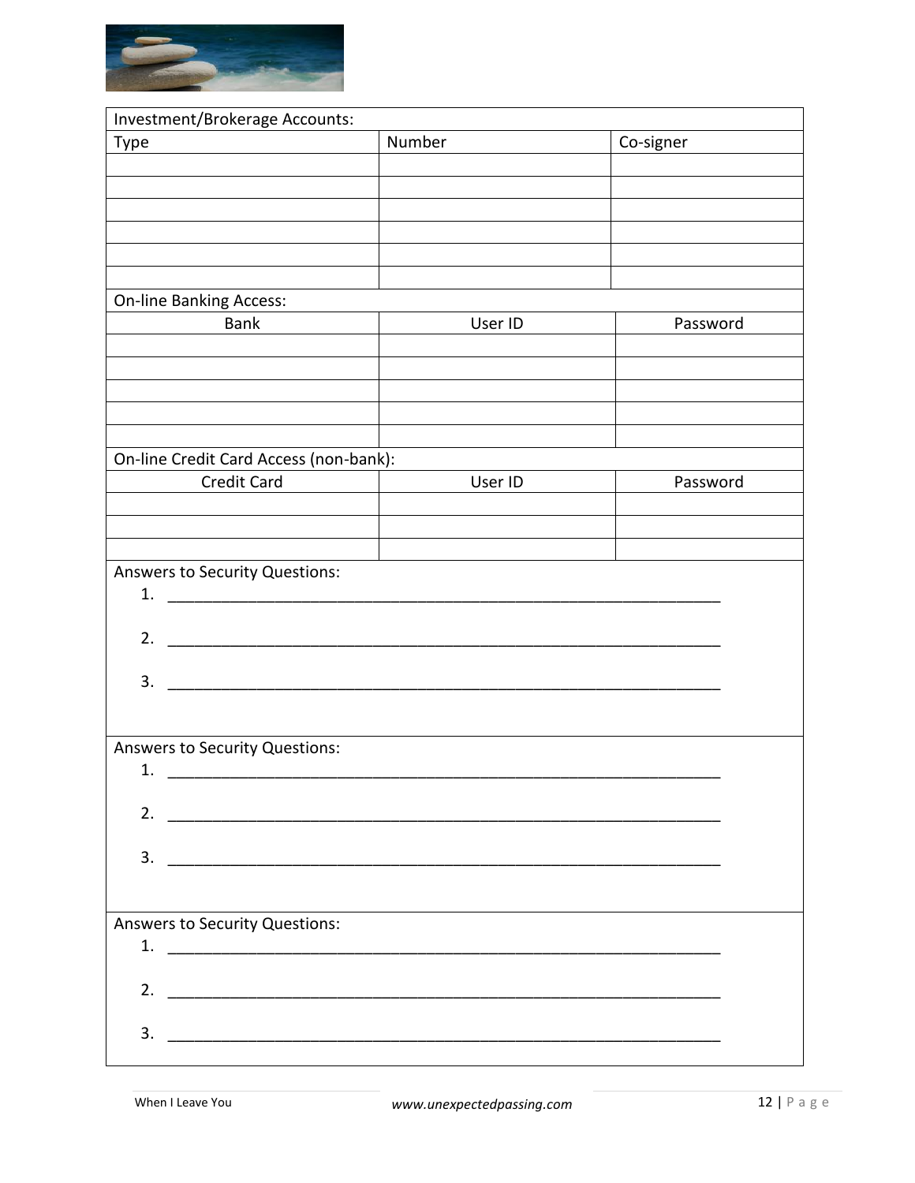| Investment/Brokerage Accounts: | | |
|---|---|---|
| Type | Number | Co-signer |
| | | |
| | | |
| | | |
| | | |
| | | |
| | | |

| On-line Banking Access: | | |
|---|---|---|
| Bank | User ID | Password |
| | | |
| | | |
| | | |
| | | |
| | | |

| On-line Credit Card Access (non-bank): | | |
|---|---|---|
| Credit Card | User ID | Password |
| | | |
| | | |
| | | |

Answers to Security Questions:

1. ______________________________________________________________

2. ______________________________________________________________

3. ______________________________________________________________

Answers to Security Questions:

1. ______________________________________________________________

2. ______________________________________________________________

3. ______________________________________________________________

Answers to Security Questions:

1. ______________________________________________________________

2. ______________________________________________________________

3. ______________________________________________________________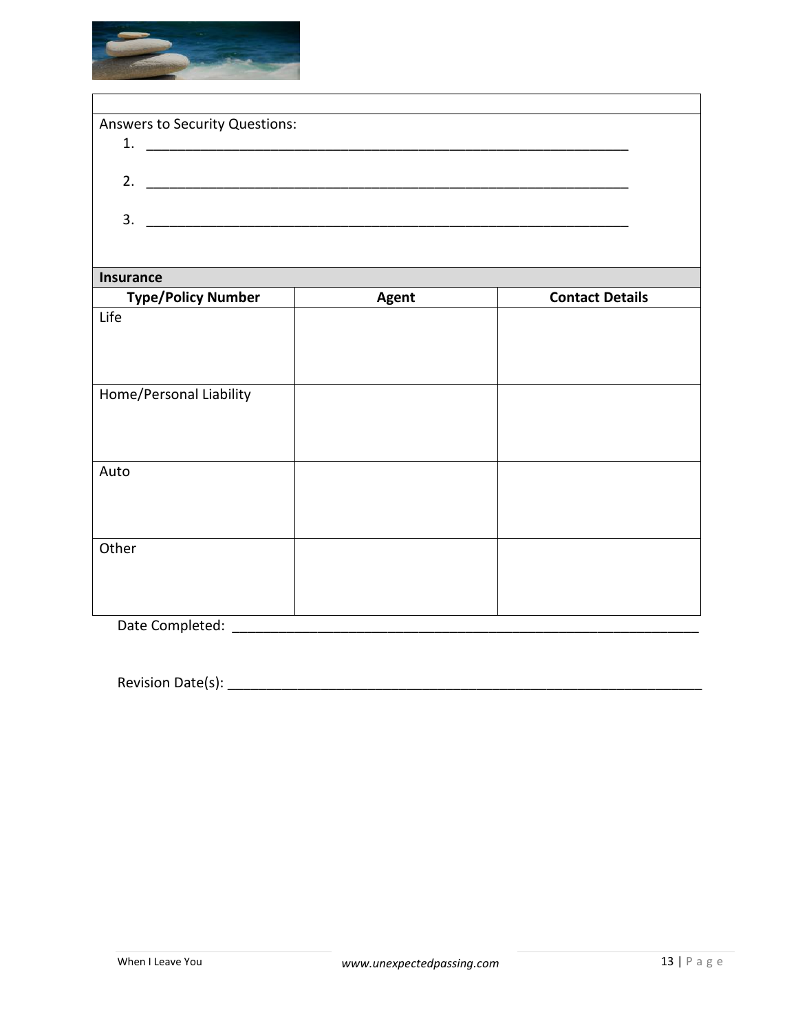Answers to Security Questions:

1. ________________________________________________________________

2. ________________________________________________________________

3. ________________________________________________________________

| **Insurance** | | |
|---|---|---|
| **Type/Policy Number** | **Agent** | **Contact Details** |
| Life | | |
| Home/Personal Liability | | |
| Auto | | |
| Other | | |

Date Completed: ______________________________________________________________

Revision Date(s): ______________________________________________________________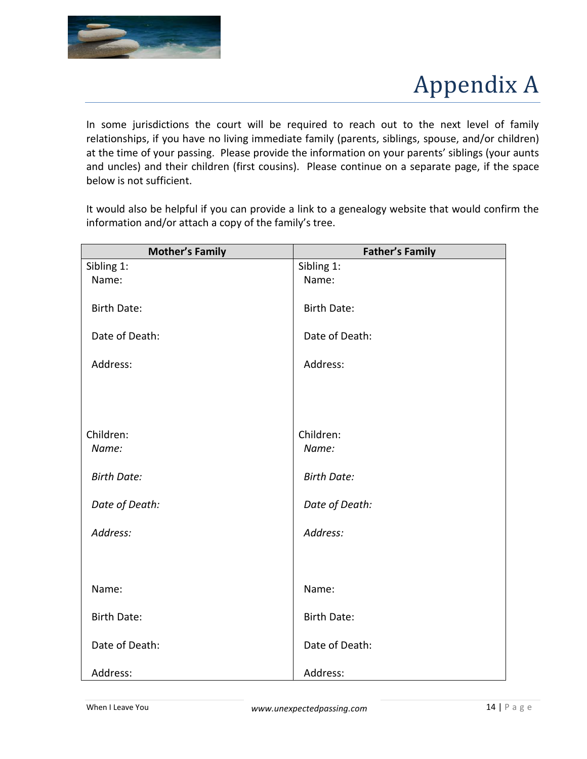# Appendix A

In some jurisdictions the court will be required to reach out to the next level of family relationships, if you have no living immediate family (parents, siblings, spouse, and/or children) at the time of your passing. Please provide the information on your parents' siblings (your aunts and uncles) and their children (first cousins). Please continue on a separate page, if the space below is not sufficient.

It would also be helpful if you can provide a link to a genealogy website that would confirm the information and/or attach a copy of the family's tree.

| Mother's Family | Father's Family |
|---|---|
| Sibling 1:<br>Name:<br><br>Birth Date:<br><br>Date of Death:<br><br>Address: | Sibling 1:<br>Name:<br><br>Birth Date:<br><br>Date of Death:<br><br>Address: |
| Children:<br>*Name:*<br><br>*Birth Date:*<br><br>*Date of Death:*<br><br>*Address:* | Children:<br>*Name:*<br><br>*Birth Date:*<br><br>*Date of Death:*<br><br>*Address:* |
| Name:<br><br>Birth Date:<br><br>Date of Death:<br><br>Address: | Name:<br><br>Birth Date:<br><br>Date of Death:<br><br>Address: |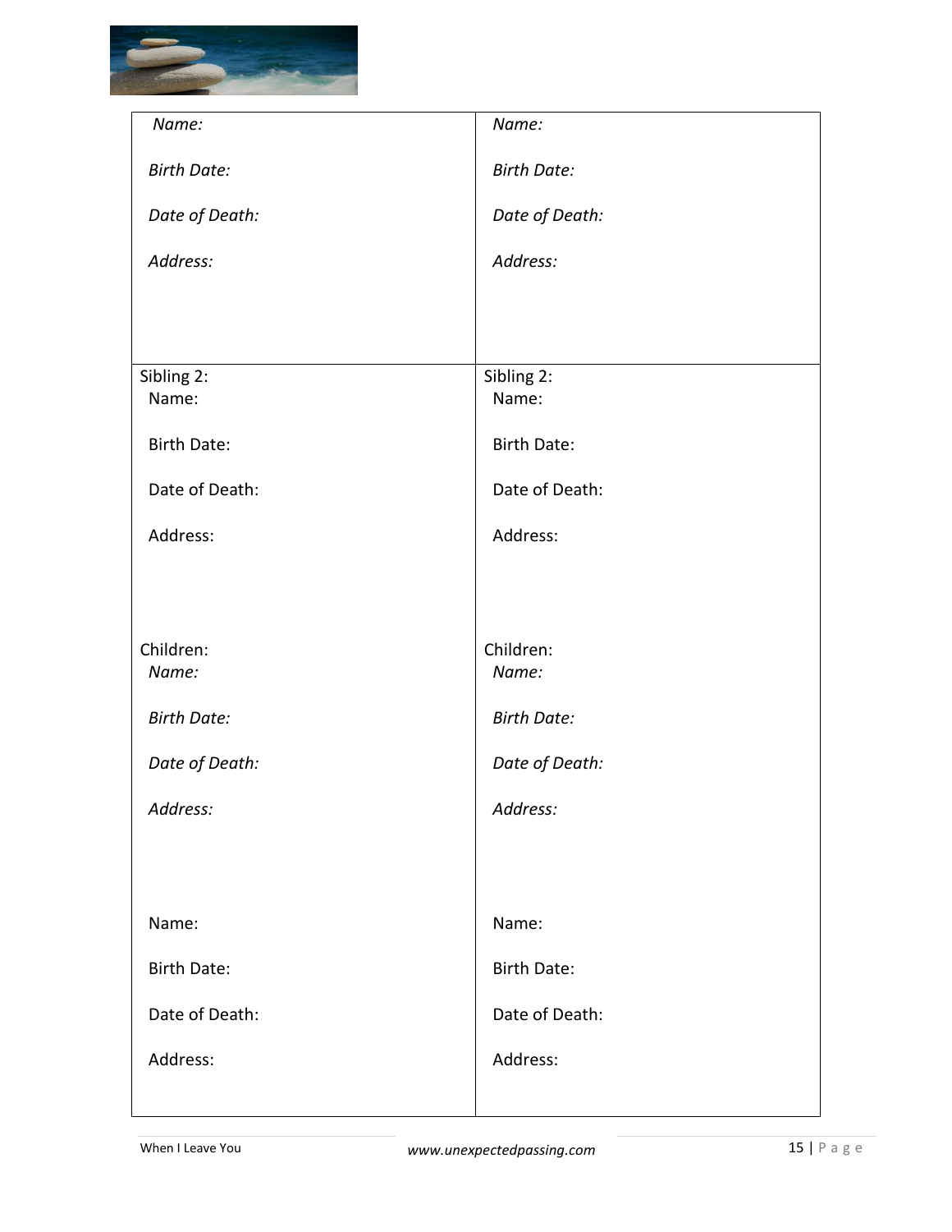| *Name:*<br><br>*Birth Date:*<br><br>*Date of Death:*<br><br>*Address:* | *Name:*<br><br>*Birth Date:*<br><br>*Date of Death:*<br><br>*Address:* |
|---|---|
| Sibling 2:<br>Name:<br><br>Birth Date:<br><br>Date of Death:<br><br>Address:<br><br><br>Children:<br>*Name:*<br><br>*Birth Date:*<br><br>*Date of Death:*<br><br>*Address:*<br><br><br>Name:<br><br>Birth Date:<br><br>Date of Death:<br><br>Address: | Sibling 2:<br>Name:<br><br>Birth Date:<br><br>Date of Death:<br><br>Address:<br><br><br>Children:<br>*Name:*<br><br>*Birth Date:*<br><br>*Date of Death:*<br><br>*Address:*<br><br><br>Name:<br><br>Birth Date:<br><br>Date of Death:<br><br>Address: |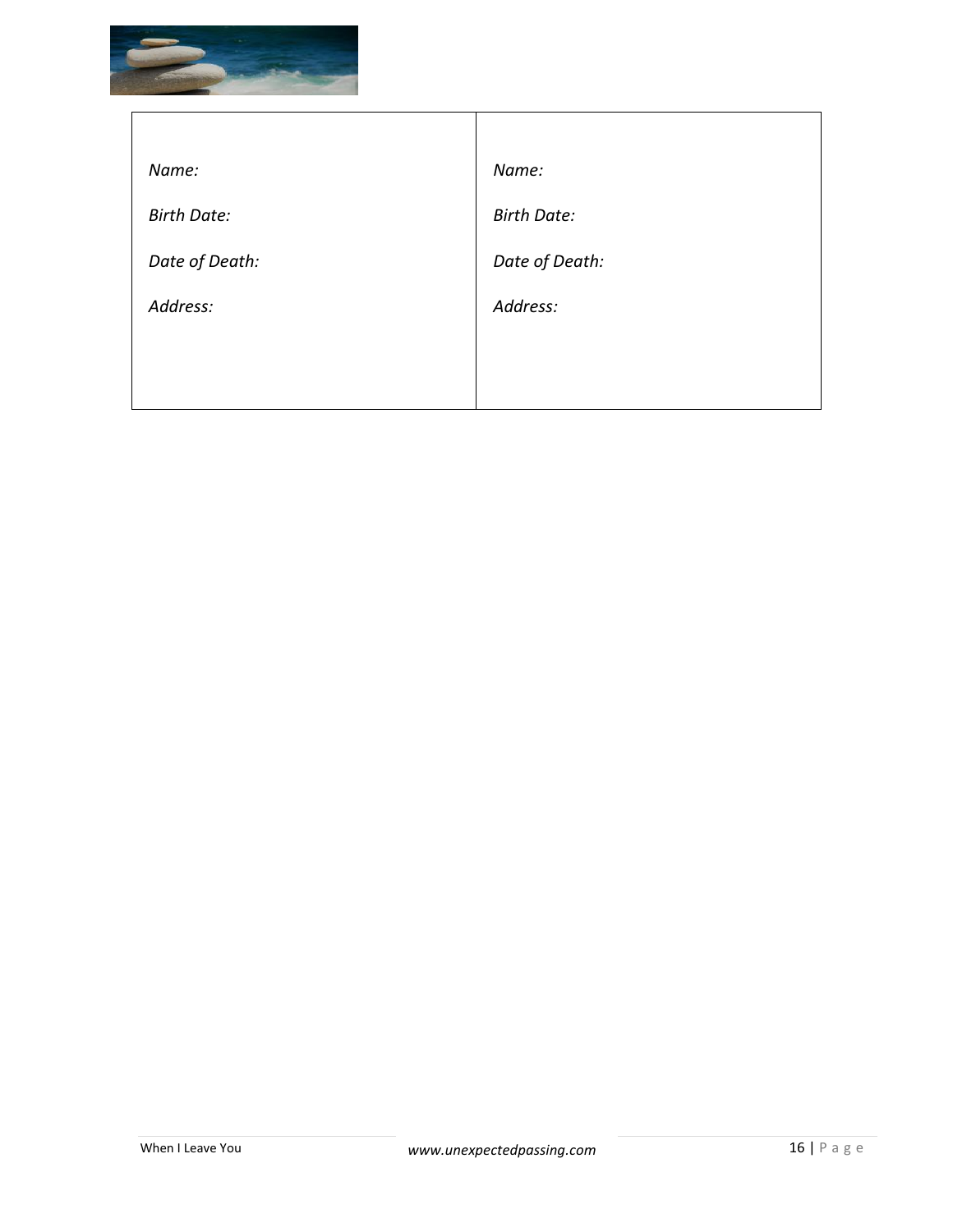| | |
|---|---|
| *Name:*<br><br>*Birth Date:*<br><br>*Date of Death:*<br><br>*Address:* | *Name:*<br><br>*Birth Date:*<br><br>*Date of Death:*<br><br>*Address:* |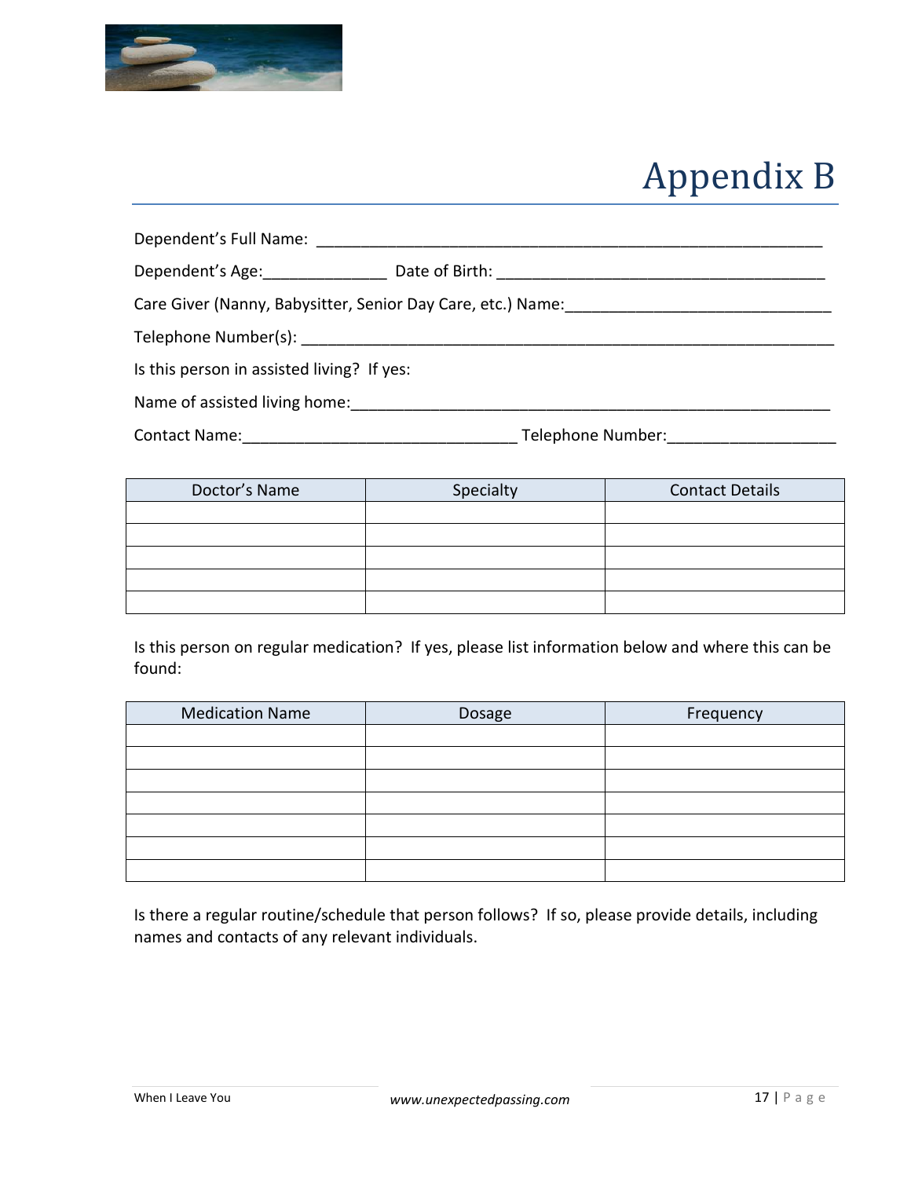# Appendix B

Dependent's Full Name: ___________________________________________________________

Dependent's Age:______________ Date of Birth: ______________________________________

Care Giver (Nanny, Babysitter, Senior Day Care, etc.) Name:______________________________

Telephone Number(s): ______________________________________________________________

Is this person in assisted living? If yes:

Name of assisted living home:_______________________________________________________

Contact Name:______________________________ Telephone Number:___________________

| Doctor's Name | Specialty | Contact Details |
|---|---|---|
| | | |
| | | |
| | | |
| | | |
| | | |

Is this person on regular medication? If yes, please list information below and where this can be found:

| Medication Name | Dosage | Frequency |
|---|---|---|
| | | |
| | | |
| | | |
| | | |
| | | |
| | | |
| | | |

Is there a regular routine/schedule that person follows? If so, please provide details, including names and contacts of any relevant individuals.